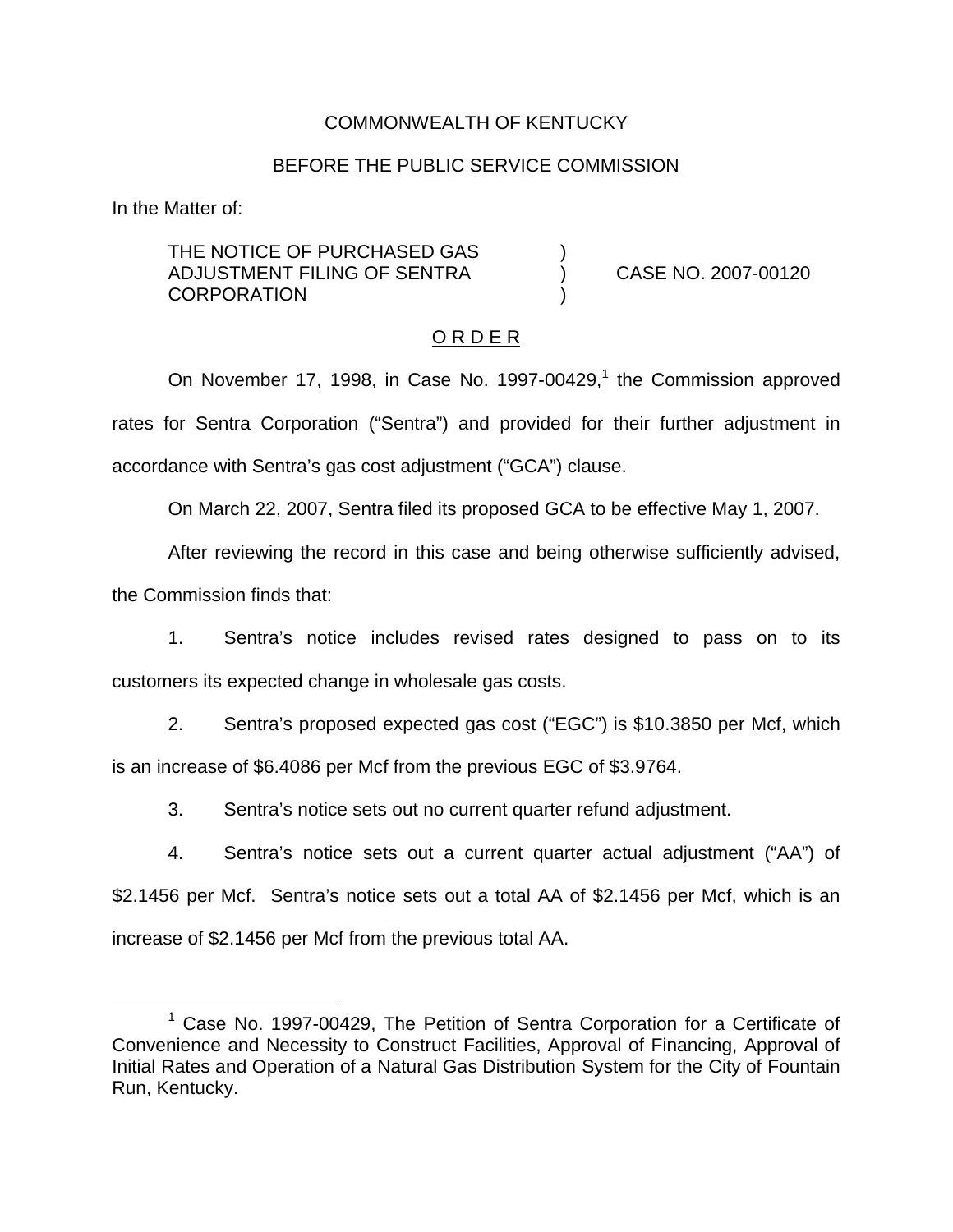COMMONWEALTH OF KENTUCKY

BEFORE THE PUBLIC SERVICE COMMISSION

In the Matter of:

| | | |
|---|---|---|
| THE NOTICE OF PURCHASED GAS ADJUSTMENT FILING OF SENTRA CORPORATION | ) ) ) | CASE NO. 2007-00120 |

O R D E R

On November 17, 1998, in Case No. 1997-00429,[1] the Commission approved rates for Sentra Corporation ("Sentra") and provided for their further adjustment in accordance with Sentra's gas cost adjustment ("GCA") clause.

On March 22, 2007, Sentra filed its proposed GCA to be effective May 1, 2007.

After reviewing the record in this case and being otherwise sufficiently advised, the Commission finds that:

1. Sentra's notice includes revised rates designed to pass on to its customers its expected change in wholesale gas costs.

2. Sentra's proposed expected gas cost ("EGC") is $10.3850 per Mcf, which is an increase of $6.4086 per Mcf from the previous EGC of $3.9764.

3. Sentra's notice sets out no current quarter refund adjustment.

4. Sentra's notice sets out a current quarter actual adjustment ("AA") of $2.1456 per Mcf. Sentra's notice sets out a total AA of $2.1456 per Mcf, which is an increase of $2.1456 per Mcf from the previous total AA.

[1] Case No. 1997-00429, The Petition of Sentra Corporation for a Certificate of Convenience and Necessity to Construct Facilities, Approval of Financing, Approval of Initial Rates and Operation of a Natural Gas Distribution System for the City of Fountain Run, Kentucky.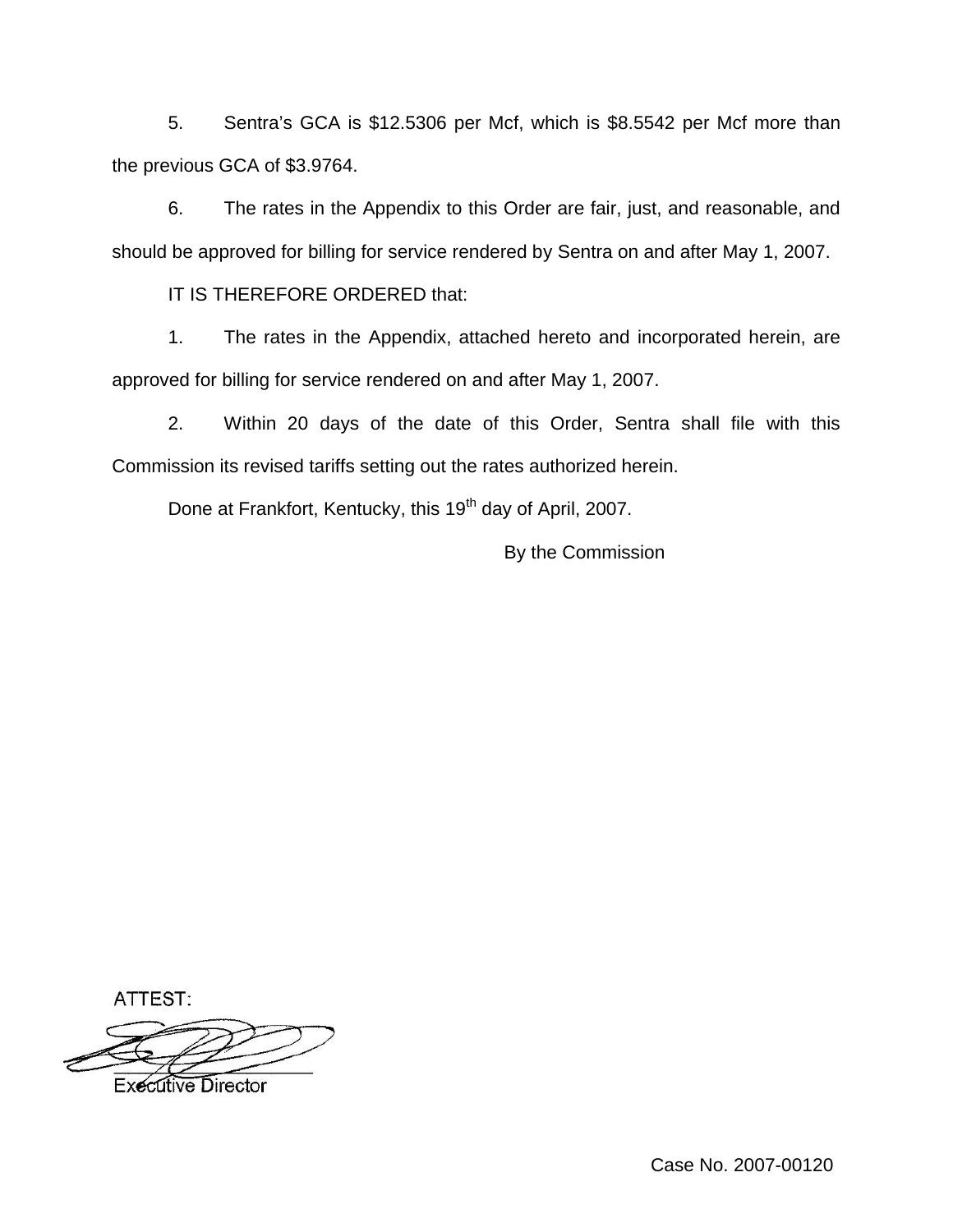5. Sentra's GCA is $12.5306 per Mcf, which is $8.5542 per Mcf more than the previous GCA of $3.9764.

6. The rates in the Appendix to this Order are fair, just, and reasonable, and should be approved for billing for service rendered by Sentra on and after May 1, 2007.

IT IS THEREFORE ORDERED that:

1. The rates in the Appendix, attached hereto and incorporated herein, are approved for billing for service rendered on and after May 1, 2007.

2. Within 20 days of the date of this Order, Sentra shall file with this Commission its revised tariffs setting out the rates authorized herein.

Done at Frankfort, Kentucky, this 19th day of April, 2007.

By the Commission

ATTEST:

Executive Director

Case No. 2007-00120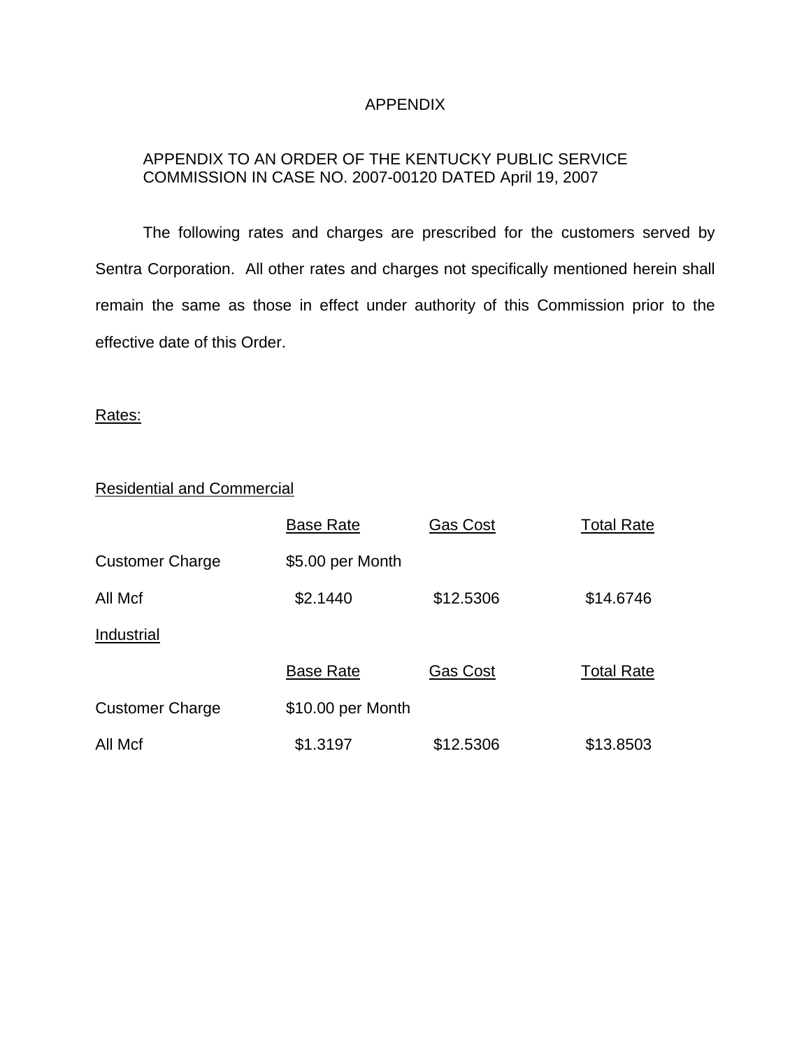# APPENDIX

APPENDIX TO AN ORDER OF THE KENTUCKY PUBLIC SERVICE COMMISSION IN CASE NO. 2007-00120 DATED April 19, 2007

The following rates and charges are prescribed for the customers served by Sentra Corporation. All other rates and charges not specifically mentioned herein shall remain the same as those in effect under authority of this Commission prior to the effective date of this Order.

Rates:

Residential and Commercial

| | Base Rate | Gas Cost | Total Rate |
|---|---|---|---|
| Customer Charge | $5.00 per Month | | |
| All Mcf | $2.1440 | $12.5306 | $14.6746 |

Industrial

| | Base Rate | Gas Cost | Total Rate |
|---|---|---|---|
| Customer Charge | $10.00 per Month | | |
| All Mcf | $1.3197 | $12.5306 | $13.8503 |